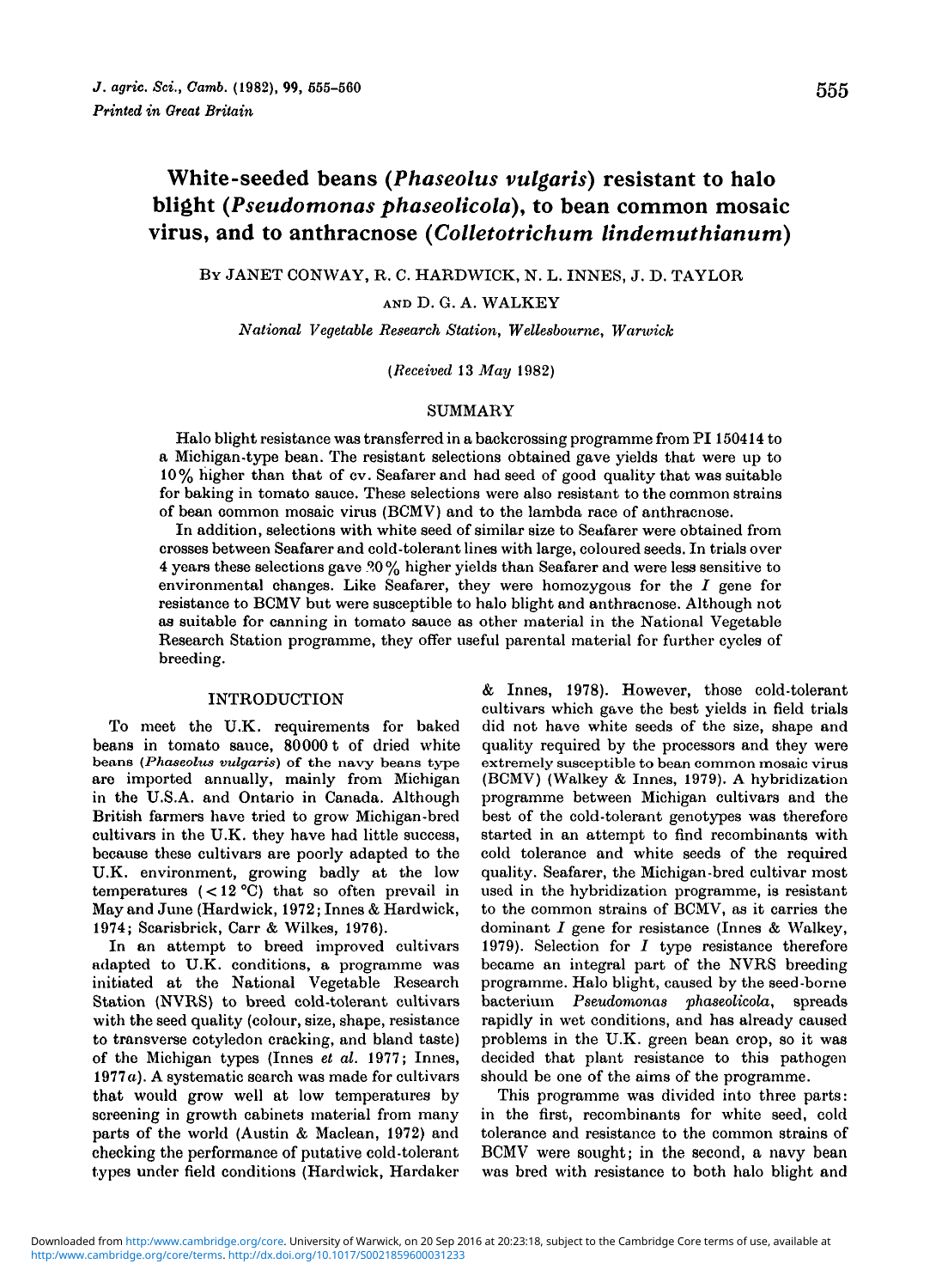# White-seeded beans (*Phaseolus vulgaris*) resistant to halo blight (*Pseudomonas phaseolicola*), to bean common mosaic virus, and to anthracnose (*Colletotrichum lindemuthianum*)

By JANET CONWAY, R. C. HARDWICK, N. L. INNES, J. D. TAYLOR AND D. G. A. WALKEY

*National Vegetable Research Station, Wellesbourne, Warwick*

(*Received* 13 *May* 1982)

## SUMMARY

Halo blight resistance was transferred in a backcrossing programme from PI 150414 to a Michigan-type bean. The resistant selections obtained gave yields that were up to 10% higher than that of cv. Seafarer and had seed of good quality that was suitable for baking in tomato sauce. These selections were also resistant to the common strains of bean common mosaic virus (BCMV) and to the lambda race of anthracnose.

In addition, selections with white seed of similar size to Seafarer were obtained from crosses between Seafarer and cold-tolerant lines with large, coloured seeds. In trials over 4 years these selections gave 20% higher yields than Seafarer and were less sensitive to environmental changes. Like Seafarer, they were homozygous for the *I* gene for resistance to BCMV but were susceptible to halo blight and anthracnose. Although not as suitable for canning in tomato sauce as other material in the National Vegetable Research Station programme, they offer useful parental material for further cycles of breeding.

## INTRODUCTION

To meet the U.K. requirements for baked beans in tomato sauce, 80000 t of dried white beans (*Phaseolus vulgaris*) of the navy beans type are imported annually, mainly from Michigan in the U.S.A. and Ontario in Canada. Although British farmers have tried to grow Michigan-bred cultivars in the U.K. they have had little success, because these cultivars are poorly adapted to the U.K. environment, growing badly at the low temperatures (< 12 °C) that so often prevail in May and June (Hardwick, 1972; Innes & Hardwick, 1974; Scarisbrick, Carr & Wilkes, 1976).

In an attempt to breed improved cultivars adapted to U.K. conditions, a programme was initiated at the National Vegetable Research Station (NVRS) to breed cold-tolerant cultivars with the seed quality (colour, size, shape, resistance to transverse cotyledon cracking, and bland taste) of the Michigan types (Innes *et al.* 1977; Innes, 1977*a*). A systematic search was made for cultivars that would grow well at low temperatures by screening in growth cabinets material from many parts of the world (Austin & Maclean, 1972) and checking the performance of putative cold-tolerant types under field conditions (Hardwick, Hardaker & Innes, 1978). However, those cold-tolerant cultivars which gave the best yields in field trials did not have white seeds of the size, shape and quality required by the processors and they were extremely susceptible to bean common mosaic virus (BCMV) (Walkey & Innes, 1979). A hybridization programme between Michigan cultivars and the best of the cold-tolerant genotypes was therefore started in an attempt to find recombinants with cold tolerance and white seeds of the required quality. Seafarer, the Michigan-bred cultivar most used in the hybridization programme, is resistant to the common strains of BCMV, as it carries the dominant *I* gene for resistance (Innes & Walkey, 1979). Selection for *I* type resistance therefore became an integral part of the NVRS breeding programme. Halo blight, caused by the seed-borne bacterium *Pseudomonas phaseolicola*, spreads rapidly in wet conditions, and has already caused problems in the U.K. green bean crop, so it was decided that plant resistance to this pathogen should be one of the aims of the programme.

This programme was divided into three parts: in the first, recombinants for white seed, cold tolerance and resistance to the common strains of BCMV were sought; in the second, a navy bean was bred with resistance to both halo blight and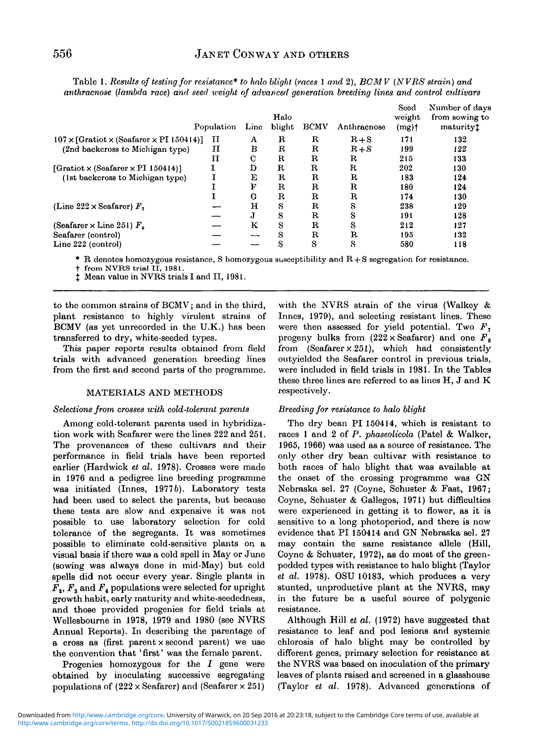Table 1. *Results of testing for resistance\* to halo blight (races 1 and 2), BCMV (NVRS strain) and anthracnose (lambda race) and seed weight of advanced generation breeding lines and control cultivars*

| | Population | Line | Halo blight | BCMV | Anthracnose | Seed weight (mg)† | Number of days from sowing to maturity‡ |
|---|---|---|---|---|---|---|---|
| 107 × [Gratiot × (Seafarer × PI 150414)] | II | A | R | R | R + S | 171 | 132 |
| (2nd backcross to Michigan type) | II | B | R | R | R + S | 199 | 122 |
| | II | C | R | R | R | 215 | 133 |
| [Gratiot × (Seafarer × PI 150414)] | I | D | R | R | R | 202 | 130 |
| (1st backcross to Michigan type) | I | E | R | R | R | 183 | 124 |
| | I | F | R | R | R | 180 | 124 |
| | I | G | R | R | R | 174 | 130 |
| (Line 222 × Seafarer) $F_7$ | — | H | S | R | S | 238 | 129 |
| | — | J | S | R | S | 191 | 128 |
| (Seafarer × Line 251) $F_8$ | — | K | S | R | S | 212 | 127 |
| Seafarer (control) | — | — | S | R | R | 195 | 132 |
| Line 222 (control) | — | — | S | S | S | 580 | 118 |

\* R denotes homozygous resistance, S homozygous susceptibility and R + S segregation for resistance.
† from NVRS trial II, 1981.
‡ Mean value in NVRS trials I and II, 1981.

to the common strains of BCMV; and in the third, plant resistance to highly virulent strains of BCMV (as yet unrecorded in the U.K.) has been transferred to dry, white-seeded types.

This paper reports results obtained from field trials with advanced generation breeding lines from the first and second parts of the programme.

## MATERIALS AND METHODS

### *Selections from crosses with cold-tolerant parents*

Among cold-tolerant parents used in hybridization work with Seafarer were the lines 222 and 251. The provenances of these cultivars and their performance in field trials have been reported earlier (Hardwick *et al.* 1978). Crosses were made in 1976 and a pedigree line breeding programme was initiated (Innes, 1977*b*). Laboratory tests had been used to select the parents, but because these tests are slow and expensive it was not possible to use laboratory selection for cold tolerance of the segregants. It was sometimes possible to eliminate cold-sensitive plants on a visual basis if there was a cold spell in May or June (sowing was always done in mid-May) but cold spells did not occur every year. Single plants in $F_2$, $F_3$ and $F_4$ populations were selected for upright growth habit, early maturity and white-seededness, and those provided progenies for field trials at Wellesbourne in 1978, 1979 and 1980 (see NVRS Annual Reports). In describing the parentage of a cross as (first parent × second parent) we use the convention that 'first' was the female parent.

Progenies homozygous for the *I* gene were obtained by inoculating successive segregating populations of (222 × Seafarer) and (Seafarer × 251) with the NVRS strain of the virus (Walkey & Innes, 1979), and selecting resistant lines. These were then assessed for yield potential. Two $F_7$ progeny bulks from (222 × Seafarer) and one $F_8$ from (Seafarer × 251), which had consistently outyielded the Seafarer control in previous trials, were included in field trials in 1981. In the Tables these three lines are referred to as lines H, J and K respectively.

### *Breeding for resistance to halo blight*

The dry bean PI 150414, which is resistant to races 1 and 2 of *P. phaseolicola* (Patel & Walker, 1965, 1966) was used as a source of resistance. The only other dry bean cultivar with resistance to both races of halo blight that was available at the onset of the crossing programme was GN Nebraska sel. 27 (Coyne, Schuster & Fast, 1967; Coyne, Schuster & Gallegos, 1971) but difficulties were experienced in getting it to flower, as it is sensitive to a long photoperiod, and there is now evidence that PI 150414 and GN Nebraska sel. 27 may contain the same resistance allele (Hill, Coyne & Schuster, 1972), as do most of the green-podded types with resistance to halo blight (Taylor *et al.* 1978). OSU 10183, which produces a very stunted, unproductive plant at the NVRS, may in the future be a useful source of polygenic resistance.

Although Hill *et al.* (1972) have suggested that resistance to leaf and pod lesions and systemic chlorosis of halo blight may be controlled by different genes, primary selection for resistance at the NVRS was based on inoculation of the primary leaves of plants raised and screened in a glasshouse (Taylor *et al.* 1978). Advanced generations of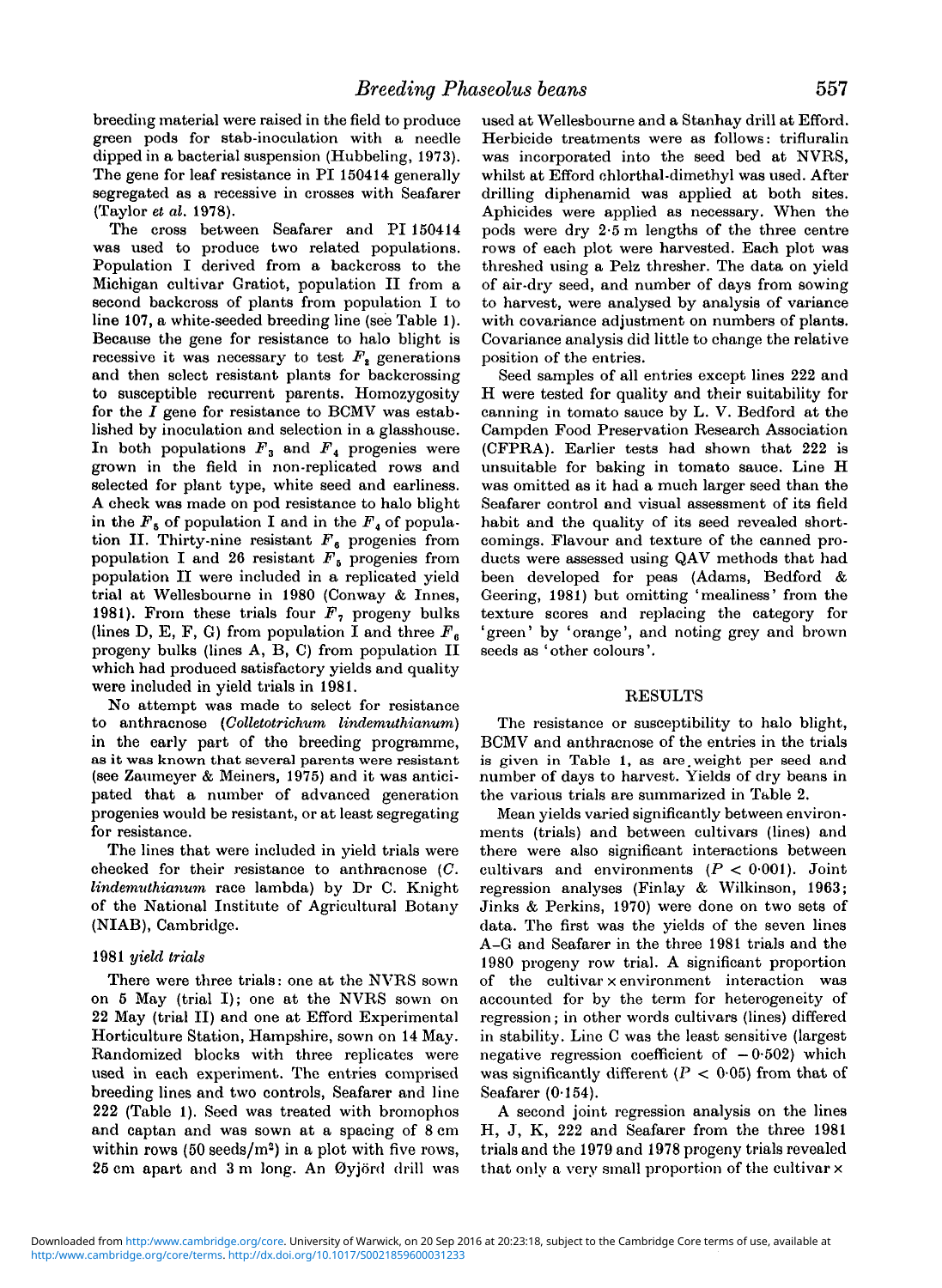breeding material were raised in the field to produce green pods for stab-inoculation with a needle dipped in a bacterial suspension (Hubbeling, 1973). The gene for leaf resistance in PI 150414 generally segregated as a recessive in crosses with Seafarer (Taylor *et al.* 1978).

The cross between Seafarer and PI 150414 was used to produce two related populations. Population I derived from a backcross to the Michigan cultivar Gratiot, population II from a second backcross of plants from population I to line 107, a white-seeded breeding line (see Table 1). Because the gene for resistance to halo blight is recessive it was necessary to test $F_2$ generations and then select resistant plants for backcrossing to susceptible recurrent parents. Homozygosity for the *I* gene for resistance to BCMV was established by inoculation and selection in a glasshouse. In both populations $F_3$ and $F_4$ progenies were grown in the field in non-replicated rows and selected for plant type, white seed and earliness. A check was made on pod resistance to halo blight in the $F_5$ of population I and in the $F_4$ of population II. Thirty-nine resistant $F_6$ progenies from population I and 26 resistant $F_5$ progenies from population II were included in a replicated yield trial at Wellesbourne in 1980 (Conway & Innes, 1981). From these trials four $F_7$ progeny bulks (lines D, E, F, G) from population I and three $F_6$ progeny bulks (lines A, B, C) from population II which had produced satisfactory yields and quality were included in yield trials in 1981.

No attempt was made to select for resistance to anthracnose (*Colletotrichum lindemuthianum*) in the early part of the breeding programme, as it was known that several parents were resistant (see Zaumeyer & Meiners, 1975) and it was anticipated that a number of advanced generation progenies would be resistant, or at least segregating for resistance.

The lines that were included in yield trials were checked for their resistance to anthracnose (*C. lindemuthianum* race lambda) by Dr C. Knight of the National Institute of Agricultural Botany (NIAB), Cambridge.

### *1981 yield trials*

There were three trials: one at the NVRS sown on 5 May (trial I); one at the NVRS sown on 22 May (trial II) and one at Efford Experimental Horticulture Station, Hampshire, sown on 14 May. Randomized blocks with three replicates were used in each experiment. The entries comprised breeding lines and two controls, Seafarer and line 222 (Table 1). Seed was treated with bromophos and captan and was sown at a spacing of 8 cm within rows (50 seeds/m$^2$) in a plot with five rows, 25 cm apart and 3 m long. An Øyjörd drill was used at Wellesbourne and a Stanhay drill at Efford. Herbicide treatments were as follows: trifluralin was incorporated into the seed bed at NVRS, whilst at Efford chlorthal-dimethyl was used. After drilling diphenamid was applied at both sites. Aphicides were applied as necessary. When the pods were dry 2·5 m lengths of the three centre rows of each plot were harvested. Each plot was threshed using a Pelz thresher. The data on yield of air-dry seed, and number of days from sowing to harvest, were analysed by analysis of variance with covariance adjustment on numbers of plants. Covariance analysis did little to change the relative position of the entries.

Seed samples of all entries except lines 222 and H were tested for quality and their suitability for canning in tomato sauce by L. V. Bedford at the Campden Food Preservation Research Association (CFPRA). Earlier tests had shown that 222 is unsuitable for baking in tomato sauce. Line H was omitted as it had a much larger seed than the Seafarer control and visual assessment of its field habit and the quality of its seed revealed shortcomings. Flavour and texture of the canned products were assessed using QAV methods that had been developed for peas (Adams, Bedford & Geering, 1981) but omitting 'mealiness' from the texture scores and replacing the category for 'green' by 'orange', and noting grey and brown seeds as 'other colours'.

## RESULTS

The resistance or susceptibility to halo blight, BCMV and anthracnose of the entries in the trials is given in Table 1, as are weight per seed and number of days to harvest. Yields of dry beans in the various trials are summarized in Table 2.

Mean yields varied significantly between environments (trials) and between cultivars (lines) and there were also significant interactions between cultivars and environments ($P < 0·001$). Joint regression analyses (Finlay & Wilkinson, 1963; Jinks & Perkins, 1970) were done on two sets of data. The first was the yields of the seven lines A–G and Seafarer in the three 1981 trials and the 1980 progeny row trial. A significant proportion of the cultivar × environment interaction was accounted for by the term for heterogeneity of regression; in other words cultivars (lines) differed in stability. Line C was the least sensitive (largest negative regression coefficient of $-0·502$) which was significantly different ($P < 0·05$) from that of Seafarer (0·154).

A second joint regression analysis on the lines H, J, K, 222 and Seafarer from the three 1981 trials and the 1979 and 1978 progeny trials revealed that only a very small proportion of the cultivar ×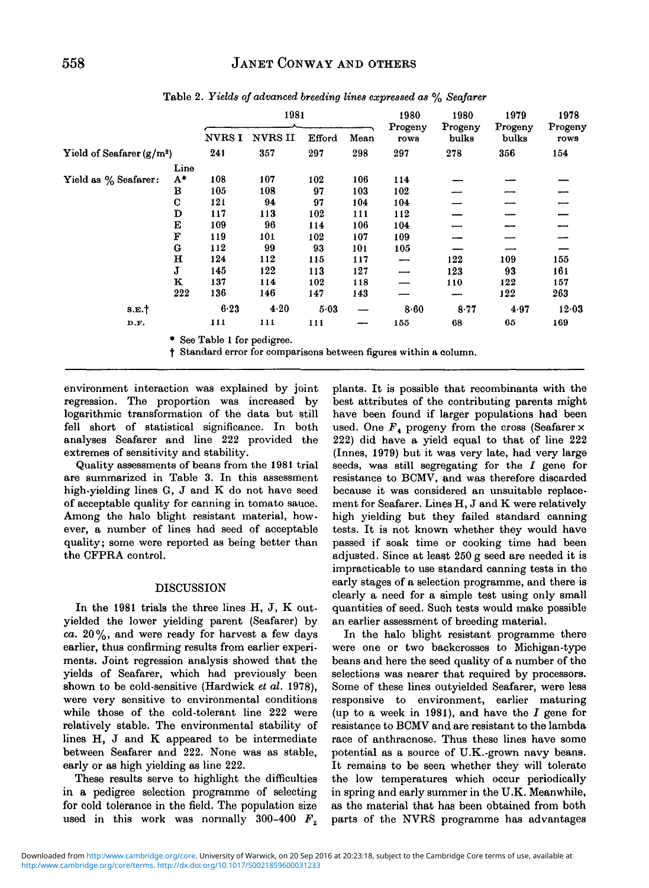Table 2. *Yields of advanced breeding lines expressed as % Seafarer*

| | | 1981 | | | | 1980 | 1980 | 1979 | 1978 |
|---|---|---|---|---|---|---|---|---|---|
| | | NVRS I | NVRS II | Efford | Mean | Progeny rows | Progeny bulks | Progeny bulks | Progeny rows |
| Yield of Seafarer (g/m²) | | 241 | 357 | 297 | 298 | 297 | 278 | 356 | 154 |
| | Line | | | | | | | | |
| Yield as % Seafarer: | A* | 108 | 107 | 102 | 106 | 114 | — | — | — |
| | B | 105 | 108 | 97 | 103 | 102 | — | — | — |
| | C | 121 | 94 | 97 | 104 | 104 | — | — | — |
| | D | 117 | 113 | 102 | 111 | 112 | — | — | — |
| | E | 109 | 96 | 114 | 106 | 104 | — | — | — |
| | F | 119 | 101 | 102 | 107 | 109 | — | — | — |
| | G | 112 | 99 | 93 | 101 | 105 | — | — | — |
| | H | 124 | 112 | 115 | 117 | — | 122 | 109 | 155 |
| | J | 145 | 122 | 113 | 127 | — | 123 | 93 | 161 |
| | K | 137 | 114 | 102 | 118 | — | 110 | 122 | 157 |
| | 222 | 136 | 146 | 147 | 143 | — | — | 122 | 263 |
| S.E.† | | 6·23 | 4·20 | 5·03 | — | 8·60 | 8·77 | 4·97 | 12·03 |
| D.F. | | 111 | 111 | 111 | — | 155 | 68 | 65 | 169 |

\* See Table 1 for pedigree.

† Standard error for comparisons between figures within a column.

environment interaction was explained by joint regression. The proportion was increased by logarithmic transformation of the data but still fell short of statistical significance. In both analyses Seafarer and line 222 provided the extremes of sensitivity and stability.

Quality assessments of beans from the 1981 trial are summarized in Table 3. In this assessment high-yielding lines G, J and K do not have seed of acceptable quality for canning in tomato sauce. Among the halo blight resistant material, however, a number of lines had seed of acceptable quality; some were reported as being better than the CFPRA control.

## DISCUSSION

In the 1981 trials the three lines H, J, K outyielded the lower yielding parent (Seafarer) by *ca.* 20%, and were ready for harvest a few days earlier, thus confirming results from earlier experiments. Joint regression analysis showed that the yields of Seafarer, which had previously been shown to be cold-sensitive (Hardwick *et al.* 1978), were very sensitive to environmental conditions while those of the cold-tolerant line 222 were relatively stable. The environmental stability of lines H, J and K appeared to be intermediate between Seafarer and 222. None was as stable, early or as high yielding as line 222.

These results serve to highlight the difficulties in a pedigree selection programme of selecting for cold tolerance in the field. The population size used in this work was normally 300–400 $F_2$ plants. It is possible that recombinants with the best attributes of the contributing parents might have been found if larger populations had been used. One $F_4$ progeny from the cross (Seafarer × 222) did have a yield equal to that of line 222 (Innes, 1979) but it was very late, had very large seeds, was still segregating for the *I* gene for resistance to BCMV, and was therefore discarded because it was considered an unsuitable replacement for Seafarer. Lines H, J and K were relatively high yielding but they failed standard canning tests. It is not known whether they would have passed if soak time or cooking time had been adjusted. Since at least 250 g seed are needed it is impracticable to use standard canning tests in the early stages of a selection programme, and there is clearly a need for a simple test using only small quantities of seed. Such tests would make possible an earlier assessment of breeding material.

In the halo blight resistant programme there were one or two backcrosses to Michigan-type beans and here the seed quality of a number of the selections was nearer that required by processors. Some of these lines outyielded Seafarer, were less responsive to environment, earlier maturing (up to a week in 1981), and have the *I* gene for resistance to BCMV and are resistant to the lambda race of anthracnose. Thus these lines have some potential as a source of U.K.-grown navy beans. It remains to be seen whether they will tolerate the low temperatures which occur periodically in spring and early summer in the U.K. Meanwhile, as the material that has been obtained from both parts of the NVRS programme has advantages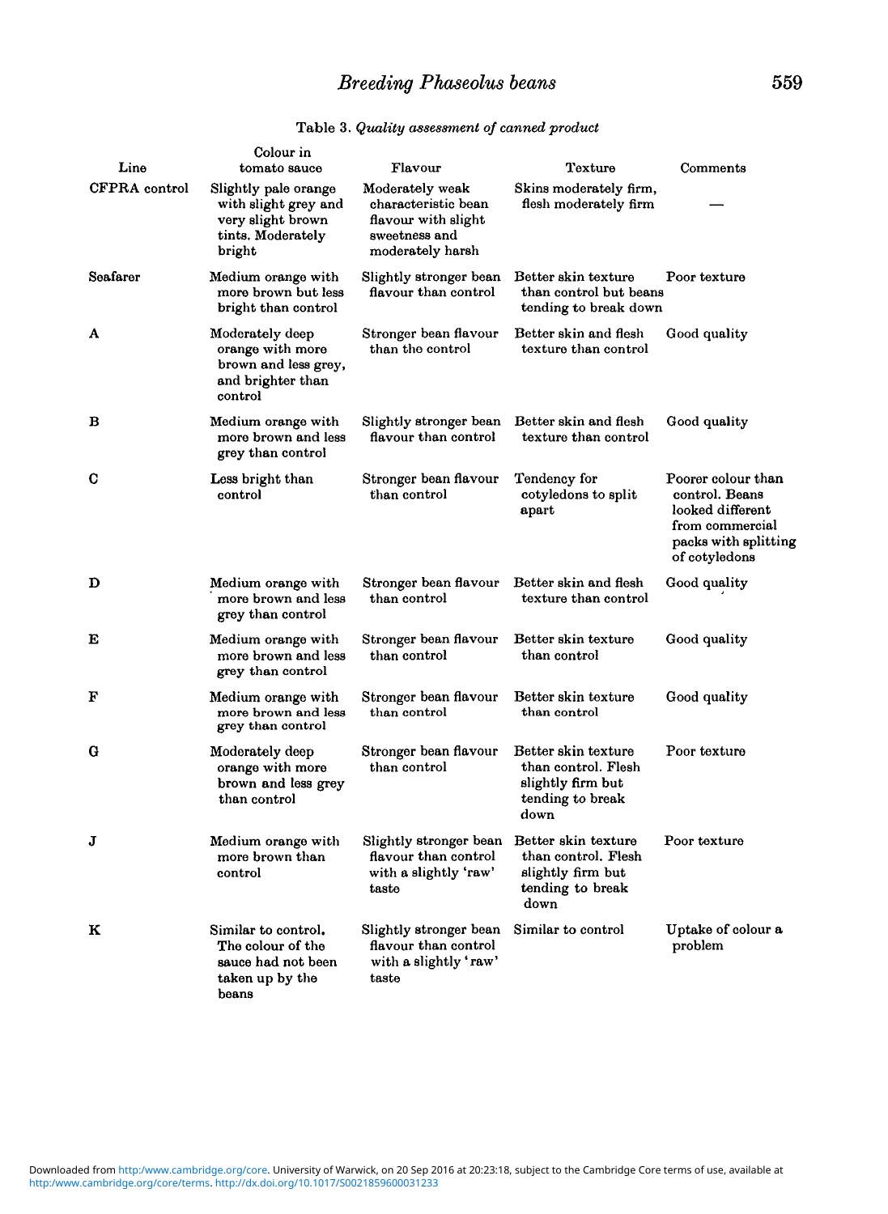Table 3. *Quality assessment of canned product*

| Line | Colour in tomato sauce | Flavour | Texture | Comments |
|---|---|---|---|---|
| CFPRA control | Slightly pale orange with slight grey and very slight brown tints. Moderately bright | Moderately weak characteristic bean flavour with slight sweetness and moderately harsh | Skins moderately firm, flesh moderately firm | — |
| Seafarer | Medium orange with more brown but less bright than control | Slightly stronger bean flavour than control | Better skin texture than control but beans tending to break down | Poor texture |
| A | Moderately deep orange with more brown and less grey, and brighter than control | Stronger bean flavour than the control | Better skin and flesh texture than control | Good quality |
| B | Medium orange with more brown and less grey than control | Slightly stronger bean flavour than control | Better skin and flesh texture than control | Good quality |
| C | Less bright than control | Stronger bean flavour than control | Tendency for cotyledons to split apart | Poorer colour than control. Beans looked different from commercial packs with splitting of cotyledons |
| D | Medium orange with more brown and less grey than control | Stronger bean flavour than control | Better skin and flesh texture than control | Good quality |
| E | Medium orange with more brown and less grey than control | Stronger bean flavour than control | Better skin texture than control | Good quality |
| F | Medium orange with more brown and less grey than control | Stronger bean flavour than control | Better skin texture than control | Good quality |
| G | Moderately deep orange with more brown and less grey than control | Stronger bean flavour than control | Better skin texture than control. Flesh slightly firm but tending to break down | Poor texture |
| J | Medium orange with more brown than control | Slightly stronger bean flavour than control with a slightly 'raw' taste | Better skin texture than control. Flesh slightly firm but tending to break down | Poor texture |
| K | Similar to control. The colour of the sauce had not been taken up by the beans | Slightly stronger bean flavour than control with a slightly 'raw' taste | Similar to control | Uptake of colour a problem |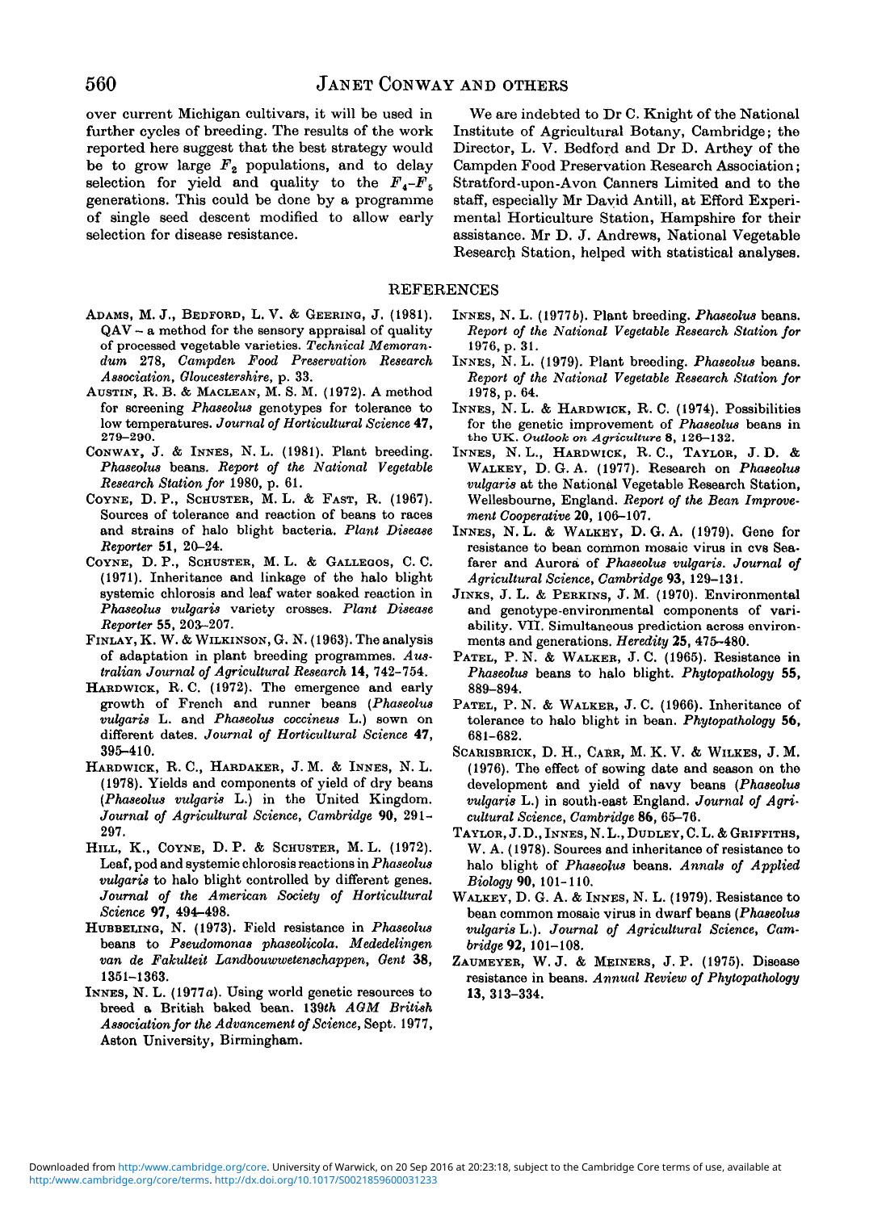over current Michigan cultivars, it will be used in further cycles of breeding. The results of the work reported here suggest that the best strategy would be to grow large $F_2$ populations, and to delay selection for yield and quality to the $F_4$–$F_5$ generations. This could be done by a programme of single seed descent modified to allow early selection for disease resistance.

We are indebted to Dr C. Knight of the National Institute of Agricultural Botany, Cambridge; the Director, L. V. Bedford and Dr D. Arthey of the Campden Food Preservation Research Association; Stratford-upon-Avon Canners Limited and to the staff, especially Mr David Antill, at Efford Experimental Horticulture Station, Hampshire for their assistance. Mr D. J. Andrews, National Vegetable Research Station, helped with statistical analyses.

## REFERENCES

Adams, M. J., Bedford, L. V. & Geering, J. (1981). QAV – a method for the sensory appraisal of quality of processed vegetable varieties. *Technical Memorandum* 278, *Campden Food Preservation Research Association, Gloucestershire*, p. 33.

Austin, R. B. & MacLean, M. S. M. (1972). A method for screening *Phaseolus* genotypes for tolerance to low temperatures. *Journal of Horticultural Science* **47**, 279–290.

Conway, J. & Innes, N. L. (1981). Plant breeding. *Phaseolus* beans. *Report of the National Vegetable Research Station for* 1980, p. 61.

Coyne, D. P., Schuster, M. L. & Fast, R. (1967). Sources of tolerance and reaction of beans to races and strains of halo blight bacteria. *Plant Disease Reporter* **51**, 20–24.

Coyne, D. P., Schuster, M. L. & Gallegos, C. C. (1971). Inheritance and linkage of the halo blight systemic chlorosis and leaf water soaked reaction in *Phaseolus vulgaris* variety crosses. *Plant Disease Reporter* **55**, 203–207.

Finlay, K. W. & Wilkinson, G. N. (1963). The analysis of adaptation in plant breeding programmes. *Australian Journal of Agricultural Research* **14**, 742–754.

Hardwick, R. C. (1972). The emergence and early growth of French and runner beans (*Phaseolus vulgaris* L. and *Phaseolus coccineus* L.) sown on different dates. *Journal of Horticultural Science* **47**, 395–410.

Hardwick, R. C., Hardaker, J. M. & Innes, N. L. (1978). Yields and components of yield of dry beans (*Phaseolus vulgaris* L.) in the United Kingdom. *Journal of Agricultural Science, Cambridge* **90**, 291–297.

Hill, K., Coyne, D. P. & Schuster, M. L. (1972). Leaf, pod and systemic chlorosis reactions in *Phaseolus vulgaris* to halo blight controlled by different genes. *Journal of the American Society of Horticultural Science* **97**, 494–498.

Hubbeling, N. (1973). Field resistance in *Phaseolus* beans to *Pseudomonas phaseolicola*. *Mededelingen van de Fakulteit Landbouwwetenschappen, Gent* **38**, 1351–1363.

Innes, N. L. (1977*a*). Using world genetic resources to breed a British baked bean. *139th AGM British Association for the Advancement of Science*, Sept. 1977, Aston University, Birmingham.

Innes, N. L. (1977*b*). Plant breeding. *Phaseolus* beans. *Report of the National Vegetable Research Station for* 1976, p. 31.

Innes, N. L. (1979). Plant breeding. *Phaseolus* beans. *Report of the National Vegetable Research Station for* 1978, p. 64.

Innes, N. L. & Hardwick, R. C. (1974). Possibilities for the genetic improvement of *Phaseolus* beans in the UK. *Outlook on Agriculture* **8**, 126–132.

Innes, N. L., Hardwick, R. C., Taylor, J. D. & Walkey, D. G. A. (1977). Research on *Phaseolus vulgaris* at the National Vegetable Research Station, Wellesbourne, England. *Report of the Bean Improvement Cooperative* **20**, 106–107.

Innes, N. L. & Walkey, D. G. A. (1979). Gene for resistance to bean common mosaic virus in cvs Seafarer and Aurora of *Phaseolus vulgaris*. *Journal of Agricultural Science, Cambridge* **93**, 129–131.

Jinks, J. L. & Perkins, J. M. (1970). Environmental and genotype-environmental components of variability. VII. Simultaneous prediction across environments and generations. *Heredity* **25**, 475–480.

Patel, P. N. & Walker, J. C. (1965). Resistance in *Phaseolus* beans to halo blight. *Phytopathology* **55**, 889–894.

Patel, P. N. & Walker, J. C. (1966). Inheritance of tolerance to halo blight in bean. *Phytopathology* **56**, 681–682.

Scarisbrick, D. H., Carr, M. K. V. & Wilkes, J. M. (1976). The effect of sowing date and season on the development and yield of navy beans (*Phaseolus vulgaris* L.) in south-east England. *Journal of Agricultural Science, Cambridge* **86**, 65–76.

Taylor, J. D., Innes, N. L., Dudley, C. L. & Griffiths, W. A. (1978). Sources and inheritance of resistance to halo blight of *Phaseolus* beans. *Annals of Applied Biology* **90**, 101–110.

Walkey, D. G. A. & Innes, N. L. (1979). Resistance to bean common mosaic virus in dwarf beans (*Phaseolus vulgaris* L.). *Journal of Agricultural Science, Cambridge* **92**, 101–108.

Zaumeyer, W. J. & Meiners, J. P. (1975). Disease resistance in beans. *Annual Review of Phytopathology* **13**, 313–334.